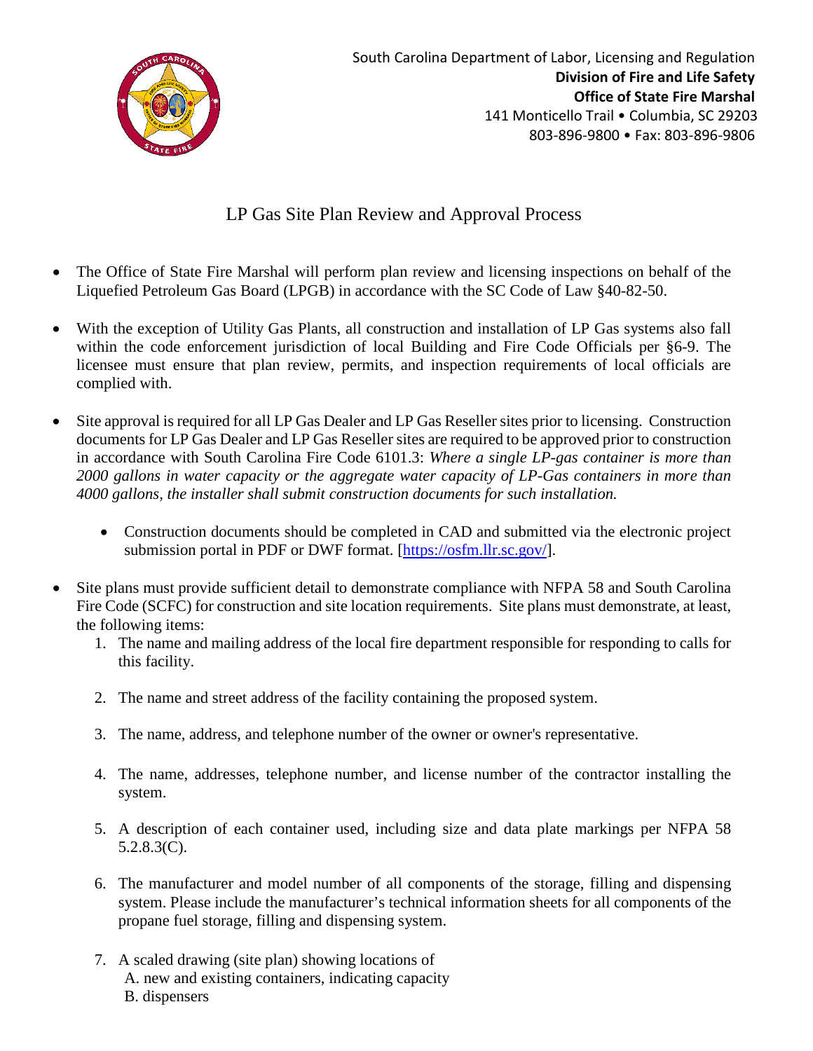South Carolina Department of Labor, Licensing and Regulation
**Division of Fire and Life Safety**
**Office of State Fire Marshal**
141 Monticello Trail • Columbia, SC 29203
803-896-9800 • Fax: 803-896-9806

# LP Gas Site Plan Review and Approval Process

- The Office of State Fire Marshal will perform plan review and licensing inspections on behalf of the Liquefied Petroleum Gas Board (LPGB) in accordance with the SC Code of Law §40-82-50.

- With the exception of Utility Gas Plants, all construction and installation of LP Gas systems also fall within the code enforcement jurisdiction of local Building and Fire Code Officials per §6-9. The licensee must ensure that plan review, permits, and inspection requirements of local officials are complied with.

- Site approval is required for all LP Gas Dealer and LP Gas Reseller sites prior to licensing. Construction documents for LP Gas Dealer and LP Gas Reseller sites are required to be approved prior to construction in accordance with South Carolina Fire Code 6101.3: *Where a single LP-gas container is more than 2000 gallons in water capacity or the aggregate water capacity of LP-Gas containers in more than 4000 gallons, the installer shall submit construction documents for such installation.*

  - Construction documents should be completed in CAD and submitted via the electronic project submission portal in PDF or DWF format. [https://osfm.llr.sc.gov/].

- Site plans must provide sufficient detail to demonstrate compliance with NFPA 58 and South Carolina Fire Code (SCFC) for construction and site location requirements. Site plans must demonstrate, at least, the following items:
  1. The name and mailing address of the local fire department responsible for responding to calls for this facility.
  2. The name and street address of the facility containing the proposed system.
  3. The name, address, and telephone number of the owner or owner's representative.
  4. The name, addresses, telephone number, and license number of the contractor installing the system.
  5. A description of each container used, including size and data plate markings per NFPA 58 5.2.8.3(C).
  6. The manufacturer and model number of all components of the storage, filling and dispensing system. Please include the manufacturer's technical information sheets for all components of the propane fuel storage, filling and dispensing system.
  7. A scaled drawing (site plan) showing locations of
     A. new and existing containers, indicating capacity
     B. dispensers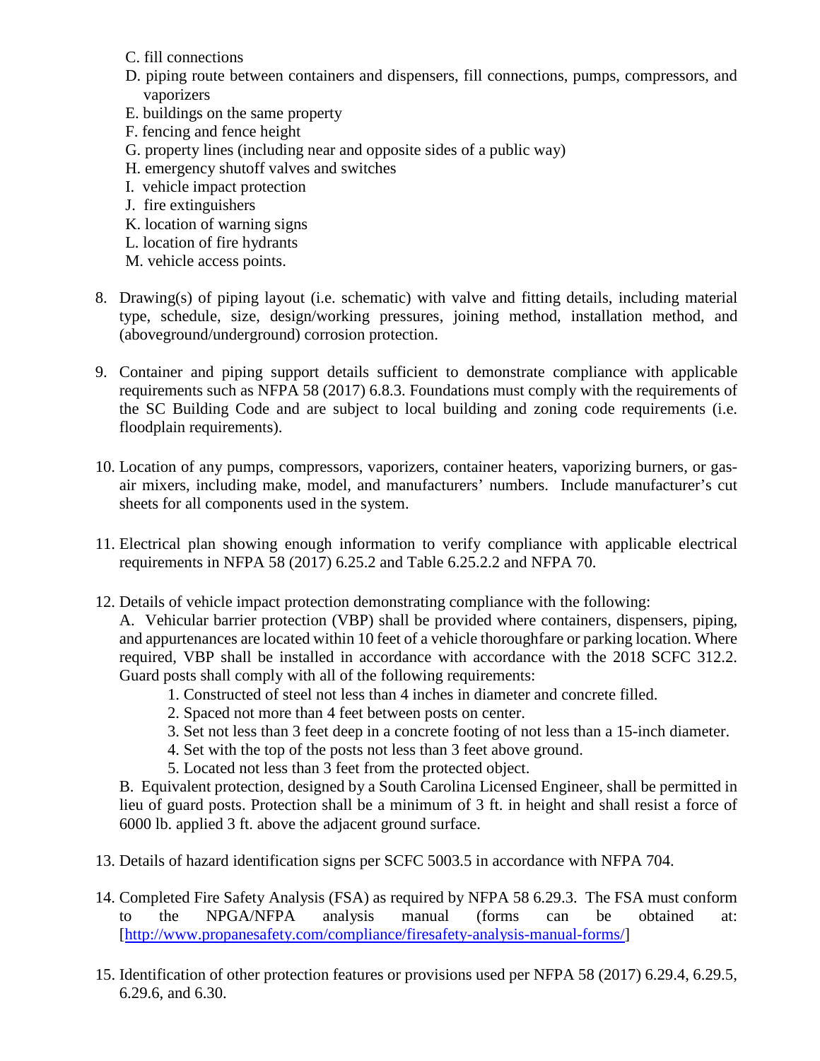C. fill connections
D. piping route between containers and dispensers, fill connections, pumps, compressors, and vaporizers
E. buildings on the same property
F. fencing and fence height
G. property lines (including near and opposite sides of a public way)
H. emergency shutoff valves and switches
I. vehicle impact protection
J. fire extinguishers
K. location of warning signs
L. location of fire hydrants
M. vehicle access points.

8. Drawing(s) of piping layout (i.e. schematic) with valve and fitting details, including material type, schedule, size, design/working pressures, joining method, installation method, and (aboveground/underground) corrosion protection.

9. Container and piping support details sufficient to demonstrate compliance with applicable requirements such as NFPA 58 (2017) 6.8.3. Foundations must comply with the requirements of the SC Building Code and are subject to local building and zoning code requirements (i.e. floodplain requirements).

10. Location of any pumps, compressors, vaporizers, container heaters, vaporizing burners, or gas-air mixers, including make, model, and manufacturers' numbers. Include manufacturer's cut sheets for all components used in the system.

11. Electrical plan showing enough information to verify compliance with applicable electrical requirements in NFPA 58 (2017) 6.25.2 and Table 6.25.2.2 and NFPA 70.

12. Details of vehicle impact protection demonstrating compliance with the following:
    A. Vehicular barrier protection (VBP) shall be provided where containers, dispensers, piping, and appurtenances are located within 10 feet of a vehicle thoroughfare or parking location. Where required, VBP shall be installed in accordance with accordance with the 2018 SCFC 312.2. Guard posts shall comply with all of the following requirements:
        1. Constructed of steel not less than 4 inches in diameter and concrete filled.
        2. Spaced not more than 4 feet between posts on center.
        3. Set not less than 3 feet deep in a concrete footing of not less than a 15-inch diameter.
        4. Set with the top of the posts not less than 3 feet above ground.
        5. Located not less than 3 feet from the protected object.

    B. Equivalent protection, designed by a South Carolina Licensed Engineer, shall be permitted in lieu of guard posts. Protection shall be a minimum of 3 ft. in height and shall resist a force of 6000 lb. applied 3 ft. above the adjacent ground surface.

13. Details of hazard identification signs per SCFC 5003.5 in accordance with NFPA 704.

14. Completed Fire Safety Analysis (FSA) as required by NFPA 58 6.29.3. The FSA must conform to the NPGA/NFPA analysis manual (forms can be obtained at: [http://www.propanesafety.com/compliance/firesafety-analysis-manual-forms/]

15. Identification of other protection features or provisions used per NFPA 58 (2017) 6.29.4, 6.29.5, 6.29.6, and 6.30.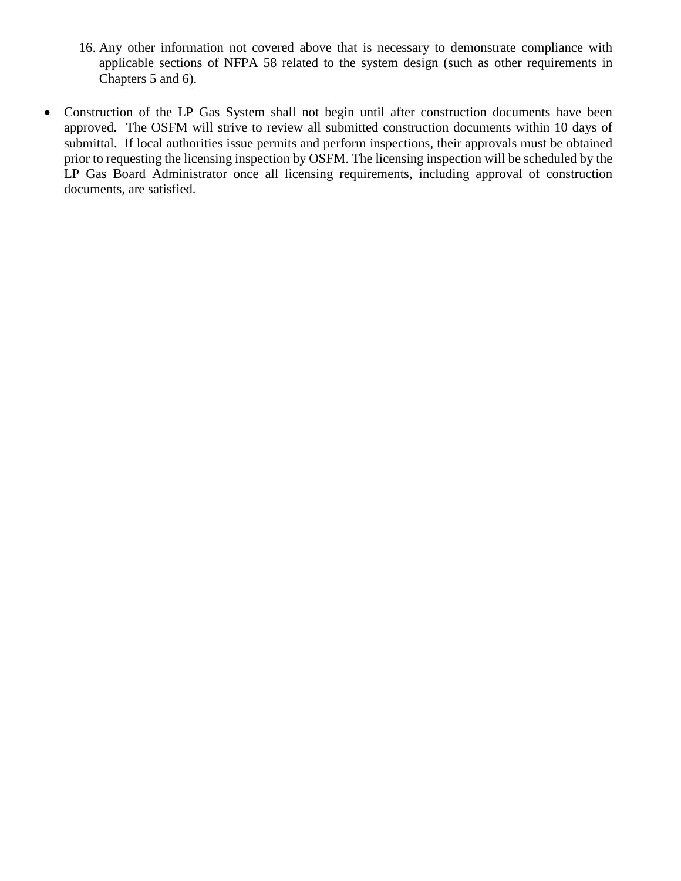16. Any other information not covered above that is necessary to demonstrate compliance with applicable sections of NFPA 58 related to the system design (such as other requirements in Chapters 5 and 6).

- Construction of the LP Gas System shall not begin until after construction documents have been approved. The OSFM will strive to review all submitted construction documents within 10 days of submittal. If local authorities issue permits and perform inspections, their approvals must be obtained prior to requesting the licensing inspection by OSFM. The licensing inspection will be scheduled by the LP Gas Board Administrator once all licensing requirements, including approval of construction documents, are satisfied.